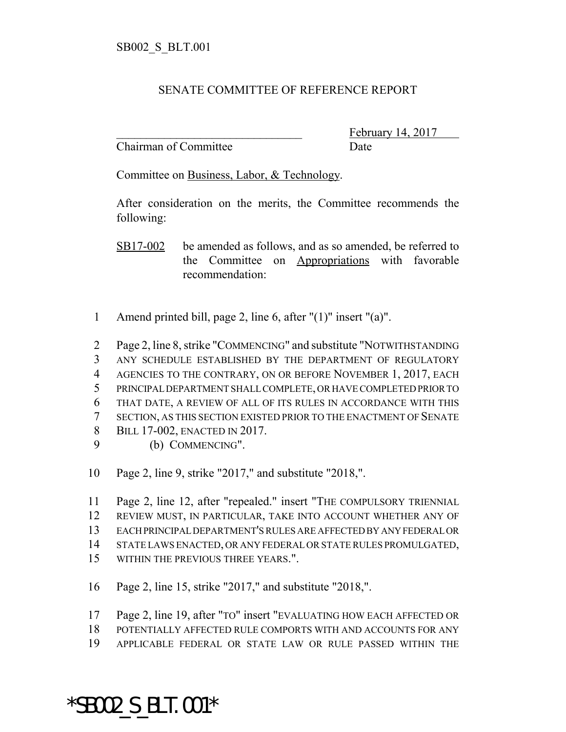SB002_S_BLT.001

SENATE COMMITTEE OF REFERENCE REPORT

_______________________________ February 14, 2017

Chairman of Committee Date

Committee on Business, Labor, & Technology.

After consideration on the merits, the Committee recommends the following:

SB17-002 be amended as follows, and as so amended, be referred to the Committee on Appropriations with favorable recommendation:

1 Amend printed bill, page 2, line 6, after "(1)" insert "(a)".

2 Page 2, line 8, strike "COMMENCING" and substitute "NOTWITHSTANDING
3 ANY SCHEDULE ESTABLISHED BY THE DEPARTMENT OF REGULATORY
4 AGENCIES TO THE CONTRARY, ON OR BEFORE NOVEMBER 1, 2017, EACH
5 PRINCIPAL DEPARTMENT SHALL COMPLETE, OR HAVE COMPLETED PRIOR TO
6 THAT DATE, A REVIEW OF ALL OF ITS RULES IN ACCORDANCE WITH THIS
7 SECTION, AS THIS SECTION EXISTED PRIOR TO THE ENACTMENT OF SENATE
8 BILL 17-002, ENACTED IN 2017.
9 (b) COMMENCING".

10 Page 2, line 9, strike "2017," and substitute "2018,".

11 Page 2, line 12, after "repealed." insert "THE COMPULSORY TRIENNIAL
12 REVIEW MUST, IN PARTICULAR, TAKE INTO ACCOUNT WHETHER ANY OF
13 EACH PRINCIPAL DEPARTMENT'S RULES ARE AFFECTED BY ANY FEDERAL OR
14 STATE LAWS ENACTED, OR ANY FEDERAL OR STATE RULES PROMULGATED,
15 WITHIN THE PREVIOUS THREE YEARS.".

16 Page 2, line 15, strike "2017," and substitute "2018,".

17 Page 2, line 19, after "TO" insert "EVALUATING HOW EACH AFFECTED OR
18 POTENTIALLY AFFECTED RULE COMPORTS WITH AND ACCOUNTS FOR ANY
19 APPLICABLE FEDERAL OR STATE LAW OR RULE PASSED WITHIN THE

*SB002_S_BLT.001*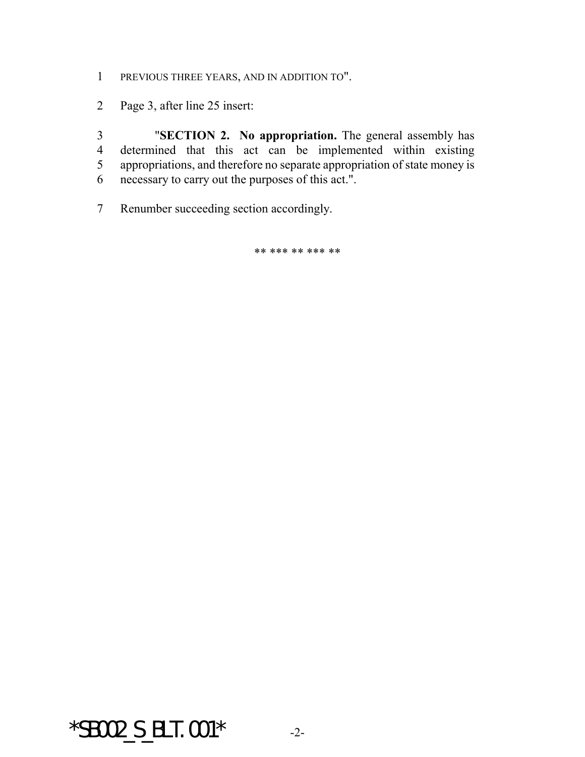PREVIOUS THREE YEARS, AND IN ADDITION TO".

Page 3, after line 25 insert:

"**SECTION 2. No appropriation.** The general assembly has determined that this act can be implemented within existing appropriations, and therefore no separate appropriation of state money is necessary to carry out the purposes of this act.".

Renumber succeeding section accordingly.

** *** ** *** **

*SB002_S_BLT.001*